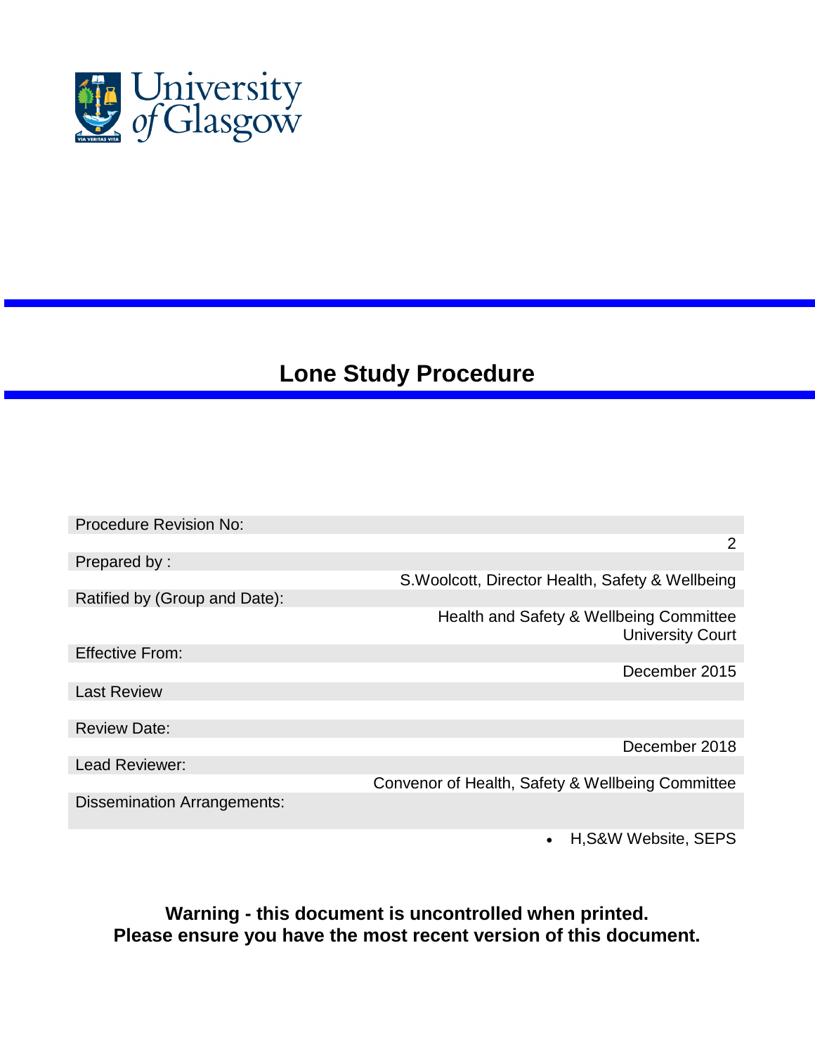University of Glasgow

# Lone Study Procedure

| | |
|---|---|
| Procedure Revision No: | 2 |
| Prepared by : | S.Woolcott, Director Health, Safety & Wellbeing |
| Ratified by (Group and Date): | Health and Safety & Wellbeing Committee<br>University Court |
| Effective From: | December 2015 |
| Last Review | |
| Review Date: | December 2018 |
| Lead Reviewer: | Convenor of Health, Safety & Wellbeing Committee |
| Dissemination Arrangements: | • H,S&W Website, SEPS |

**Warning - this document is uncontrolled when printed.**
**Please ensure you have the most recent version of this document.**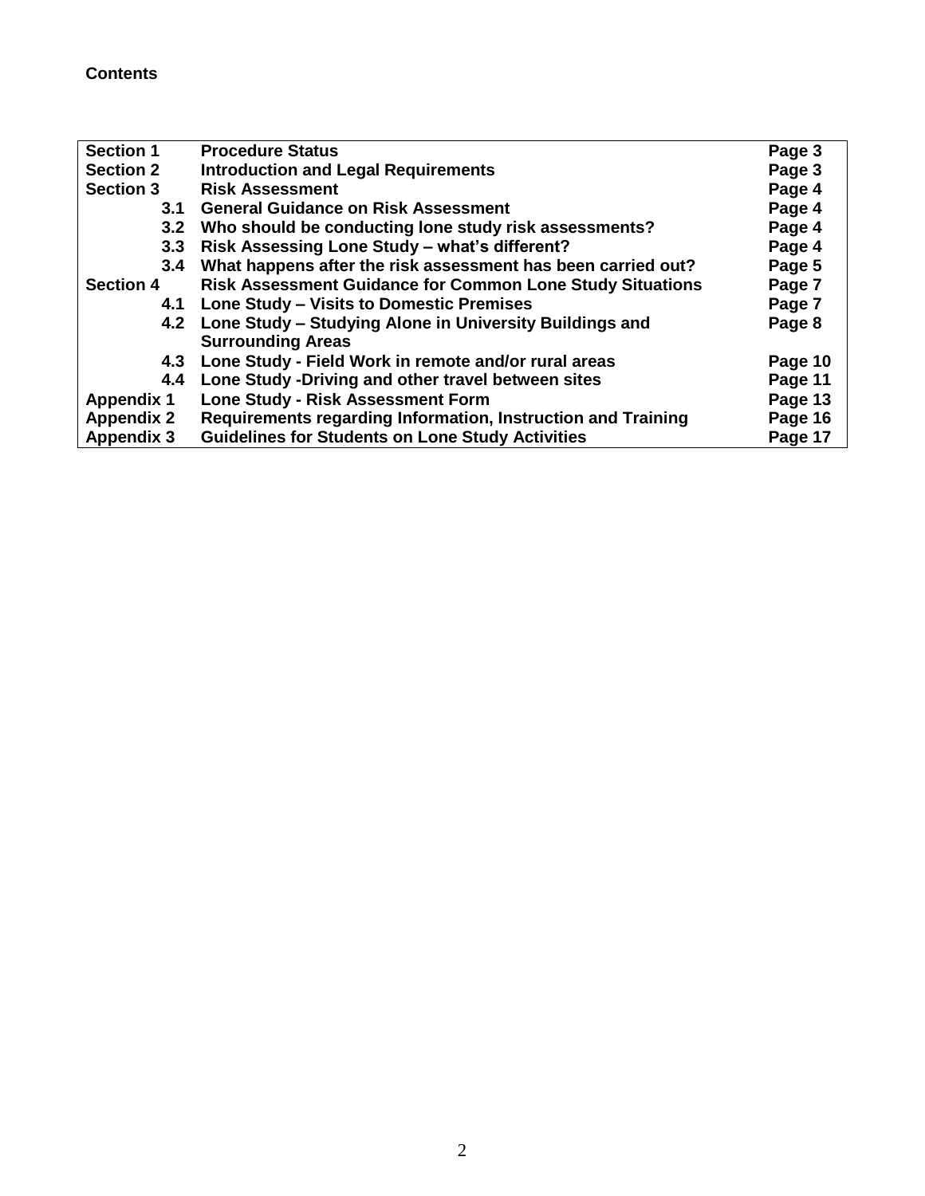**Contents**

| | | |
|---|---|---|
| **Section 1** | **Procedure Status** | **Page 3** |
| **Section 2** | **Introduction and Legal Requirements** | **Page 3** |
| **Section 3** | **Risk Assessment** | **Page 4** |
| **3.1** | **General Guidance on Risk Assessment** | **Page 4** |
| **3.2** | **Who should be conducting lone study risk assessments?** | **Page 4** |
| **3.3** | **Risk Assessing Lone Study – what's different?** | **Page 4** |
| **3.4** | **What happens after the risk assessment has been carried out?** | **Page 5** |
| **Section 4** | **Risk Assessment Guidance for Common Lone Study Situations** | **Page 7** |
| **4.1** | **Lone Study – Visits to Domestic Premises** | **Page 7** |
| **4.2** | **Lone Study – Studying Alone in University Buildings and Surrounding Areas** | **Page 8** |
| **4.3** | **Lone Study - Field Work in remote and/or rural areas** | **Page 10** |
| **4.4** | **Lone Study -Driving and other travel between sites** | **Page 11** |
| **Appendix 1** | **Lone Study - Risk Assessment Form** | **Page 13** |
| **Appendix 2** | **Requirements regarding Information, Instruction and Training** | **Page 16** |
| **Appendix 3** | **Guidelines for Students on Lone Study Activities** | **Page 17** |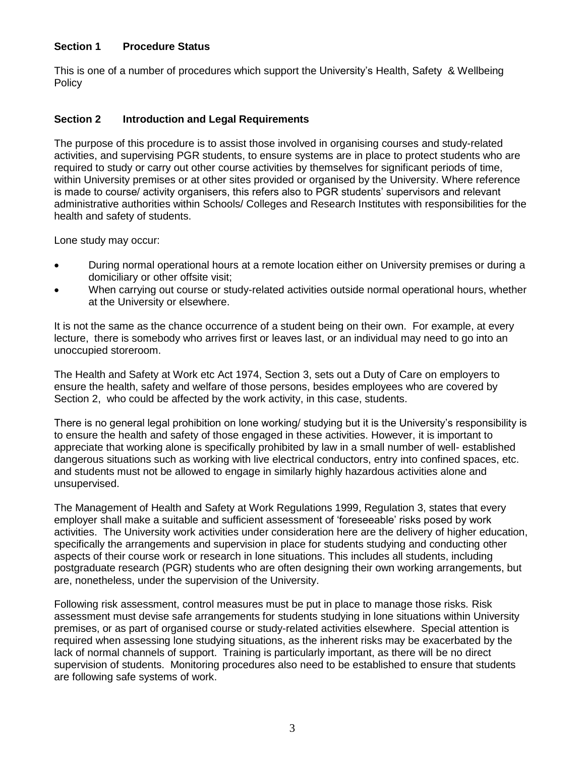## Section 1 Procedure Status

This is one of a number of procedures which support the University's Health, Safety & Wellbeing Policy

## Section 2 Introduction and Legal Requirements

The purpose of this procedure is to assist those involved in organising courses and study-related activities, and supervising PGR students, to ensure systems are in place to protect students who are required to study or carry out other course activities by themselves for significant periods of time, within University premises or at other sites provided or organised by the University. Where reference is made to course/ activity organisers, this refers also to PGR students' supervisors and relevant administrative authorities within Schools/ Colleges and Research Institutes with responsibilities for the health and safety of students.

Lone study may occur:

- During normal operational hours at a remote location either on University premises or during a domiciliary or other offsite visit;
- When carrying out course or study-related activities outside normal operational hours, whether at the University or elsewhere.

It is not the same as the chance occurrence of a student being on their own. For example, at every lecture, there is somebody who arrives first or leaves last, or an individual may need to go into an unoccupied storeroom.

The Health and Safety at Work etc Act 1974, Section 3, sets out a Duty of Care on employers to ensure the health, safety and welfare of those persons, besides employees who are covered by Section 2, who could be affected by the work activity, in this case, students.

There is no general legal prohibition on lone working/ studying but it is the University's responsibility is to ensure the health and safety of those engaged in these activities. However, it is important to appreciate that working alone is specifically prohibited by law in a small number of well- established dangerous situations such as working with live electrical conductors, entry into confined spaces, etc. and students must not be allowed to engage in similarly highly hazardous activities alone and unsupervised.

The Management of Health and Safety at Work Regulations 1999, Regulation 3, states that every employer shall make a suitable and sufficient assessment of 'foreseeable' risks posed by work activities. The University work activities under consideration here are the delivery of higher education, specifically the arrangements and supervision in place for students studying and conducting other aspects of their course work or research in lone situations. This includes all students, including postgraduate research (PGR) students who are often designing their own working arrangements, but are, nonetheless, under the supervision of the University.

Following risk assessment, control measures must be put in place to manage those risks. Risk assessment must devise safe arrangements for students studying in lone situations within University premises, or as part of organised course or study-related activities elsewhere. Special attention is required when assessing lone studying situations, as the inherent risks may be exacerbated by the lack of normal channels of support. Training is particularly important, as there will be no direct supervision of students. Monitoring procedures also need to be established to ensure that students are following safe systems of work.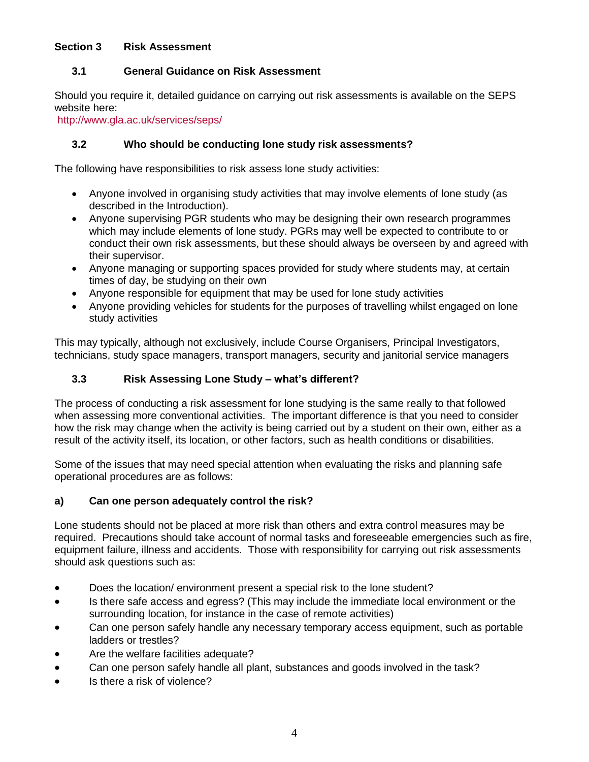## Section 3 Risk Assessment

### 3.1 General Guidance on Risk Assessment

Should you require it, detailed guidance on carrying out risk assessments is available on the SEPS website here:
http://www.gla.ac.uk/services/seps/

### 3.2 Who should be conducting lone study risk assessments?

The following have responsibilities to risk assess lone study activities:

- Anyone involved in organising study activities that may involve elements of lone study (as described in the Introduction).
- Anyone supervising PGR students who may be designing their own research programmes which may include elements of lone study. PGRs may well be expected to contribute to or conduct their own risk assessments, but these should always be overseen by and agreed with their supervisor.
- Anyone managing or supporting spaces provided for study where students may, at certain times of day, be studying on their own
- Anyone responsible for equipment that may be used for lone study activities
- Anyone providing vehicles for students for the purposes of travelling whilst engaged on lone study activities

This may typically, although not exclusively, include Course Organisers, Principal Investigators, technicians, study space managers, transport managers, security and janitorial service managers

### 3.3 Risk Assessing Lone Study – what's different?

The process of conducting a risk assessment for lone studying is the same really to that followed when assessing more conventional activities. The important difference is that you need to consider how the risk may change when the activity is being carried out by a student on their own, either as a result of the activity itself, its location, or other factors, such as health conditions or disabilities.

Some of the issues that may need special attention when evaluating the risks and planning safe operational procedures are as follows:

**a) Can one person adequately control the risk?**

Lone students should not be placed at more risk than others and extra control measures may be required. Precautions should take account of normal tasks and foreseeable emergencies such as fire, equipment failure, illness and accidents. Those with responsibility for carrying out risk assessments should ask questions such as:

- Does the location/ environment present a special risk to the lone student?
- Is there safe access and egress? (This may include the immediate local environment or the surrounding location, for instance in the case of remote activities)
- Can one person safely handle any necessary temporary access equipment, such as portable ladders or trestles?
- Are the welfare facilities adequate?
- Can one person safely handle all plant, substances and goods involved in the task?
- Is there a risk of violence?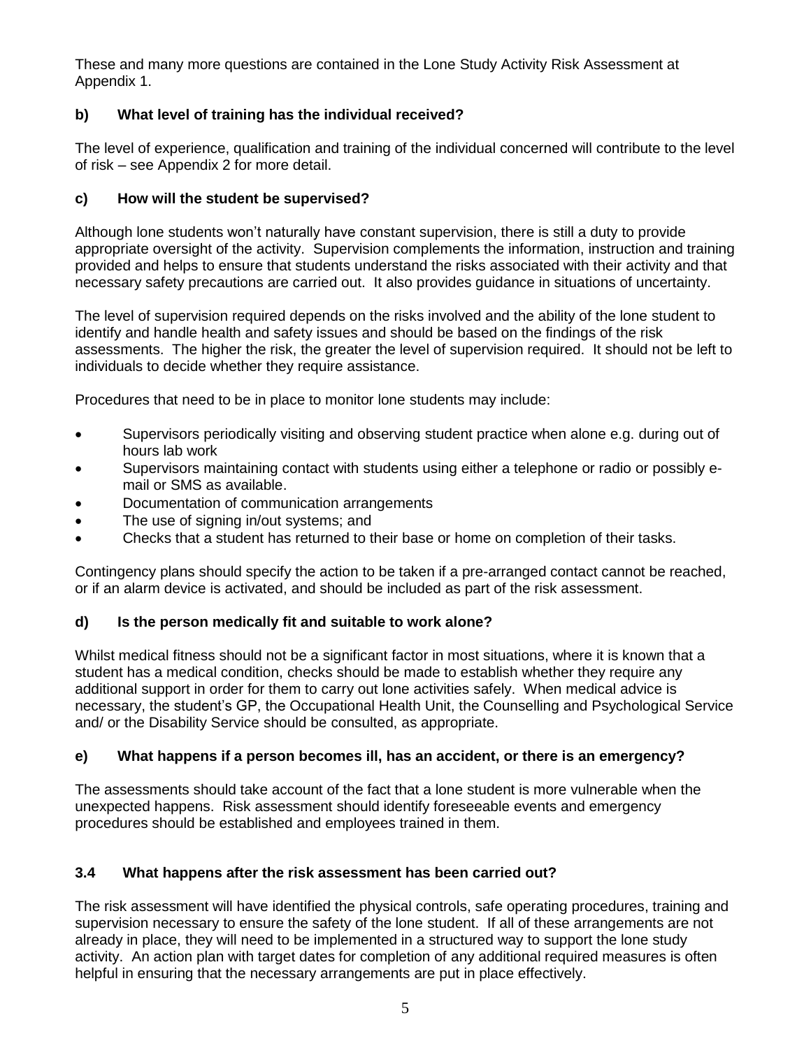These and many more questions are contained in the Lone Study Activity Risk Assessment at Appendix 1.

### b) What level of training has the individual received?

The level of experience, qualification and training of the individual concerned will contribute to the level of risk – see Appendix 2 for more detail.

### c) How will the student be supervised?

Although lone students won't naturally have constant supervision, there is still a duty to provide appropriate oversight of the activity. Supervision complements the information, instruction and training provided and helps to ensure that students understand the risks associated with their activity and that necessary safety precautions are carried out. It also provides guidance in situations of uncertainty.

The level of supervision required depends on the risks involved and the ability of the lone student to identify and handle health and safety issues and should be based on the findings of the risk assessments. The higher the risk, the greater the level of supervision required. It should not be left to individuals to decide whether they require assistance.

Procedures that need to be in place to monitor lone students may include:

- Supervisors periodically visiting and observing student practice when alone e.g. during out of hours lab work
- Supervisors maintaining contact with students using either a telephone or radio or possibly e-mail or SMS as available.
- Documentation of communication arrangements
- The use of signing in/out systems; and
- Checks that a student has returned to their base or home on completion of their tasks.

Contingency plans should specify the action to be taken if a pre-arranged contact cannot be reached, or if an alarm device is activated, and should be included as part of the risk assessment.

### d) Is the person medically fit and suitable to work alone?

Whilst medical fitness should not be a significant factor in most situations, where it is known that a student has a medical condition, checks should be made to establish whether they require any additional support in order for them to carry out lone activities safely. When medical advice is necessary, the student's GP, the Occupational Health Unit, the Counselling and Psychological Service and/ or the Disability Service should be consulted, as appropriate.

### e) What happens if a person becomes ill, has an accident, or there is an emergency?

The assessments should take account of the fact that a lone student is more vulnerable when the unexpected happens. Risk assessment should identify foreseeable events and emergency procedures should be established and employees trained in them.

## 3.4 What happens after the risk assessment has been carried out?

The risk assessment will have identified the physical controls, safe operating procedures, training and supervision necessary to ensure the safety of the lone student. If all of these arrangements are not already in place, they will need to be implemented in a structured way to support the lone study activity. An action plan with target dates for completion of any additional required measures is often helpful in ensuring that the necessary arrangements are put in place effectively.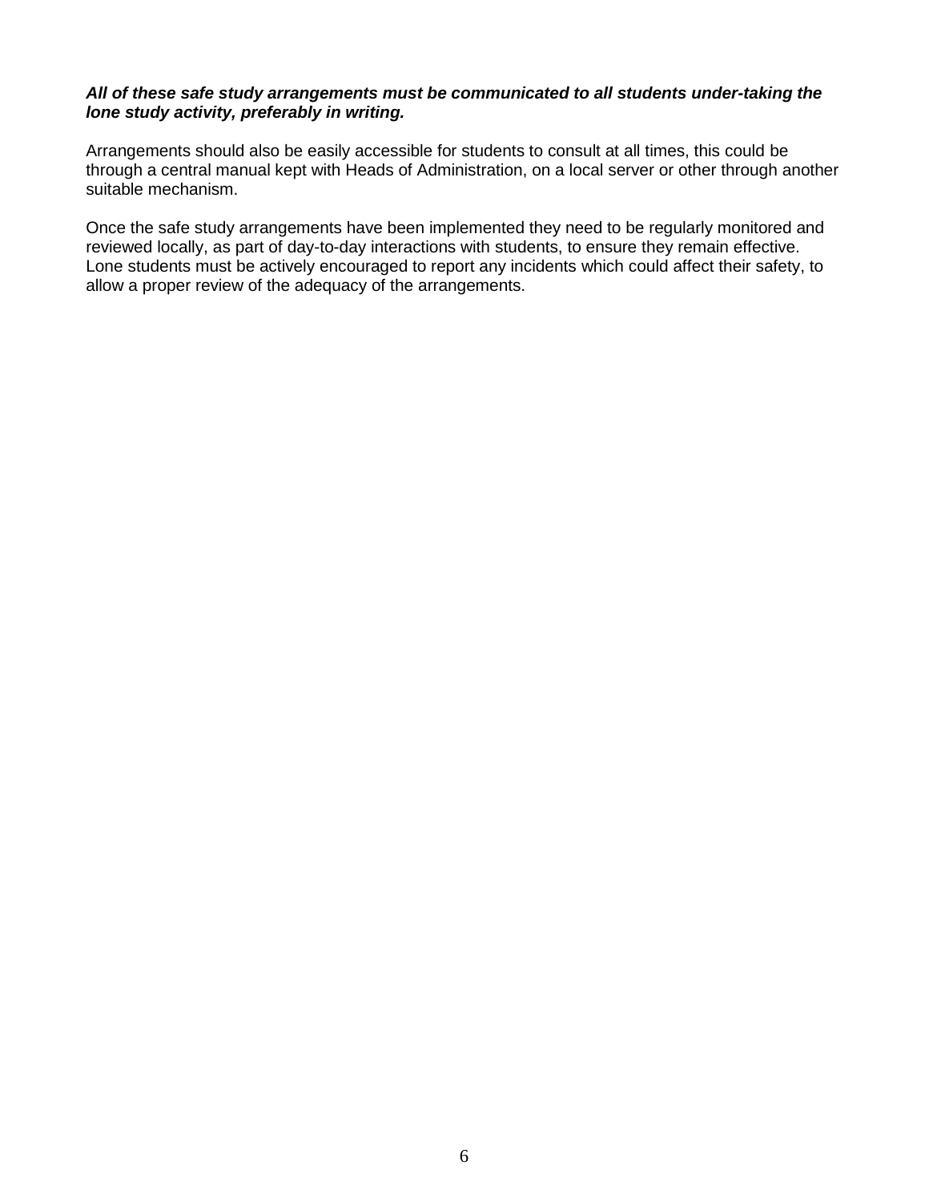***All of these safe study arrangements must be communicated to all students under-taking the lone study activity, preferably in writing.***

Arrangements should also be easily accessible for students to consult at all times, this could be through a central manual kept with Heads of Administration, on a local server or other through another suitable mechanism.

Once the safe study arrangements have been implemented they need to be regularly monitored and reviewed locally, as part of day-to-day interactions with students, to ensure they remain effective. Lone students must be actively encouraged to report any incidents which could affect their safety, to allow a proper review of the adequacy of the arrangements.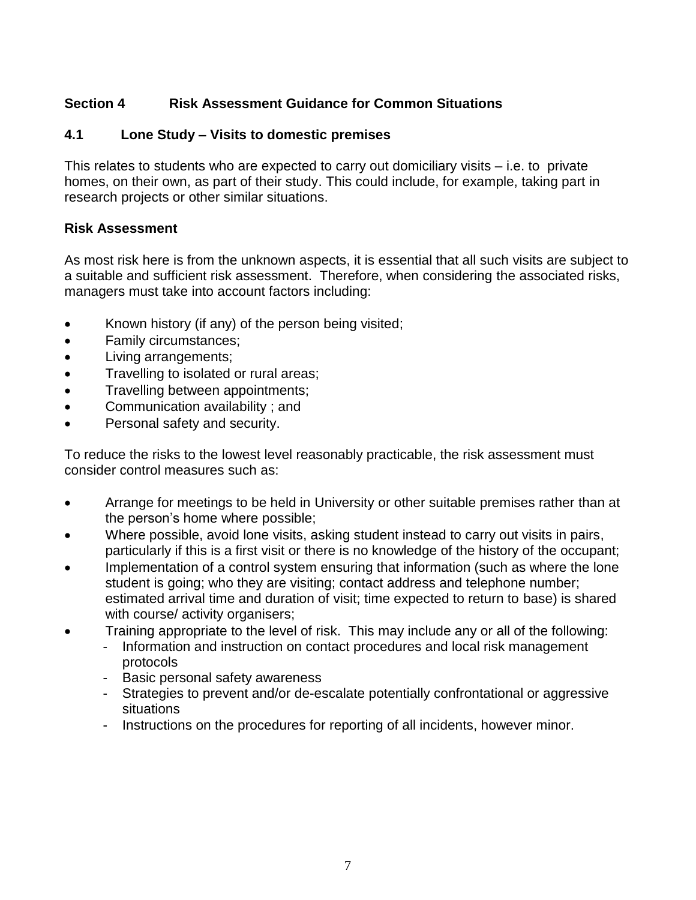## Section 4 Risk Assessment Guidance for Common Situations

### 4.1 Lone Study – Visits to domestic premises

This relates to students who are expected to carry out domiciliary visits – i.e. to private homes, on their own, as part of their study. This could include, for example, taking part in research projects or other similar situations.

**Risk Assessment**

As most risk here is from the unknown aspects, it is essential that all such visits are subject to a suitable and sufficient risk assessment. Therefore, when considering the associated risks, managers must take into account factors including:

- Known history (if any) of the person being visited;
- Family circumstances;
- Living arrangements;
- Travelling to isolated or rural areas;
- Travelling between appointments;
- Communication availability ; and
- Personal safety and security.

To reduce the risks to the lowest level reasonably practicable, the risk assessment must consider control measures such as:

- Arrange for meetings to be held in University or other suitable premises rather than at the person's home where possible;
- Where possible, avoid lone visits, asking student instead to carry out visits in pairs, particularly if this is a first visit or there is no knowledge of the history of the occupant;
- Implementation of a control system ensuring that information (such as where the lone student is going; who they are visiting; contact address and telephone number; estimated arrival time and duration of visit; time expected to return to base) is shared with course/ activity organisers;
- Training appropriate to the level of risk. This may include any or all of the following:
  - Information and instruction on contact procedures and local risk management protocols
  - Basic personal safety awareness
  - Strategies to prevent and/or de-escalate potentially confrontational or aggressive situations
  - Instructions on the procedures for reporting of all incidents, however minor.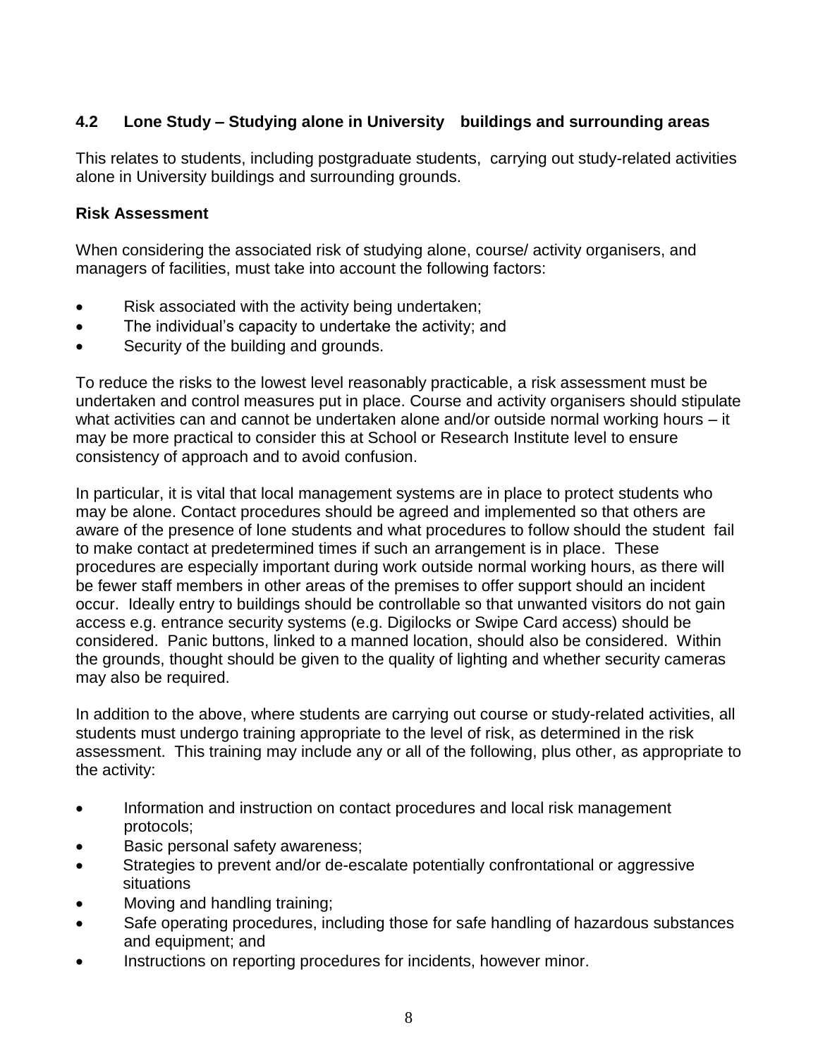### 4.2 Lone Study – Studying alone in University buildings and surrounding areas

This relates to students, including postgraduate students, carrying out study-related activities alone in University buildings and surrounding grounds.

**Risk Assessment**

When considering the associated risk of studying alone, course/ activity organisers, and managers of facilities, must take into account the following factors:

- Risk associated with the activity being undertaken;
- The individual's capacity to undertake the activity; and
- Security of the building and grounds.

To reduce the risks to the lowest level reasonably practicable, a risk assessment must be undertaken and control measures put in place. Course and activity organisers should stipulate what activities can and cannot be undertaken alone and/or outside normal working hours – it may be more practical to consider this at School or Research Institute level to ensure consistency of approach and to avoid confusion.

In particular, it is vital that local management systems are in place to protect students who may be alone. Contact procedures should be agreed and implemented so that others are aware of the presence of lone students and what procedures to follow should the student fail to make contact at predetermined times if such an arrangement is in place. These procedures are especially important during work outside normal working hours, as there will be fewer staff members in other areas of the premises to offer support should an incident occur. Ideally entry to buildings should be controllable so that unwanted visitors do not gain access e.g. entrance security systems (e.g. Digilocks or Swipe Card access) should be considered. Panic buttons, linked to a manned location, should also be considered. Within the grounds, thought should be given to the quality of lighting and whether security cameras may also be required.

In addition to the above, where students are carrying out course or study-related activities, all students must undergo training appropriate to the level of risk, as determined in the risk assessment. This training may include any or all of the following, plus other, as appropriate to the activity:

- Information and instruction on contact procedures and local risk management protocols;
- Basic personal safety awareness;
- Strategies to prevent and/or de-escalate potentially confrontational or aggressive situations
- Moving and handling training;
- Safe operating procedures, including those for safe handling of hazardous substances and equipment; and
- Instructions on reporting procedures for incidents, however minor.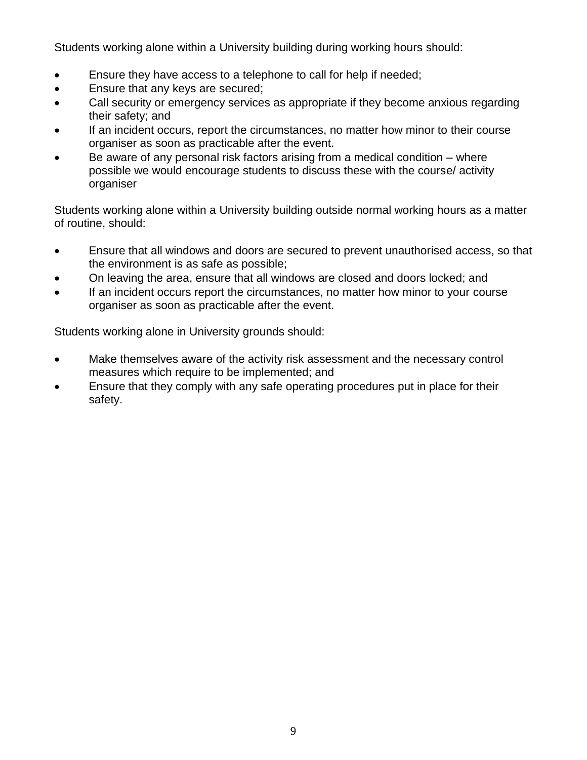Students working alone within a University building during working hours should:

- Ensure they have access to a telephone to call for help if needed;
- Ensure that any keys are secured;
- Call security or emergency services as appropriate if they become anxious regarding their safety; and
- If an incident occurs, report the circumstances, no matter how minor to their course organiser as soon as practicable after the event.
- Be aware of any personal risk factors arising from a medical condition – where possible we would encourage students to discuss these with the course/ activity organiser

Students working alone within a University building outside normal working hours as a matter of routine, should:

- Ensure that all windows and doors are secured to prevent unauthorised access, so that the environment is as safe as possible;
- On leaving the area, ensure that all windows are closed and doors locked; and
- If an incident occurs report the circumstances, no matter how minor to your course organiser as soon as practicable after the event.

Students working alone in University grounds should:

- Make themselves aware of the activity risk assessment and the necessary control measures which require to be implemented; and
- Ensure that they comply with any safe operating procedures put in place for their safety.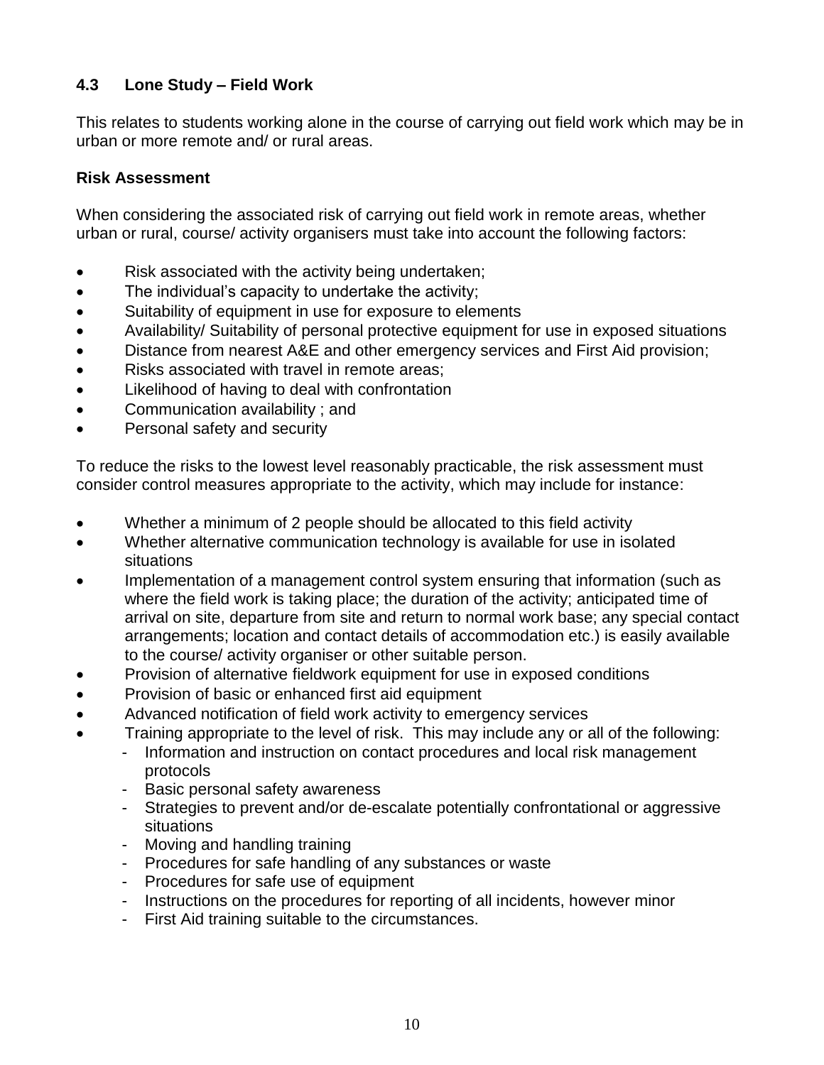### 4.3 Lone Study – Field Work

This relates to students working alone in the course of carrying out field work which may be in urban or more remote and/ or rural areas.

**Risk Assessment**

When considering the associated risk of carrying out field work in remote areas, whether urban or rural, course/ activity organisers must take into account the following factors:

- Risk associated with the activity being undertaken;
- The individual's capacity to undertake the activity;
- Suitability of equipment in use for exposure to elements
- Availability/ Suitability of personal protective equipment for use in exposed situations
- Distance from nearest A&E and other emergency services and First Aid provision;
- Risks associated with travel in remote areas;
- Likelihood of having to deal with confrontation
- Communication availability ; and
- Personal safety and security

To reduce the risks to the lowest level reasonably practicable, the risk assessment must consider control measures appropriate to the activity, which may include for instance:

- Whether a minimum of 2 people should be allocated to this field activity
- Whether alternative communication technology is available for use in isolated situations
- Implementation of a management control system ensuring that information (such as where the field work is taking place; the duration of the activity; anticipated time of arrival on site, departure from site and return to normal work base; any special contact arrangements; location and contact details of accommodation etc.) is easily available to the course/ activity organiser or other suitable person.
- Provision of alternative fieldwork equipment for use in exposed conditions
- Provision of basic or enhanced first aid equipment
- Advanced notification of field work activity to emergency services
- Training appropriate to the level of risk. This may include any or all of the following:
  - Information and instruction on contact procedures and local risk management protocols
  - Basic personal safety awareness
  - Strategies to prevent and/or de-escalate potentially confrontational or aggressive situations
  - Moving and handling training
  - Procedures for safe handling of any substances or waste
  - Procedures for safe use of equipment
  - Instructions on the procedures for reporting of all incidents, however minor
  - First Aid training suitable to the circumstances.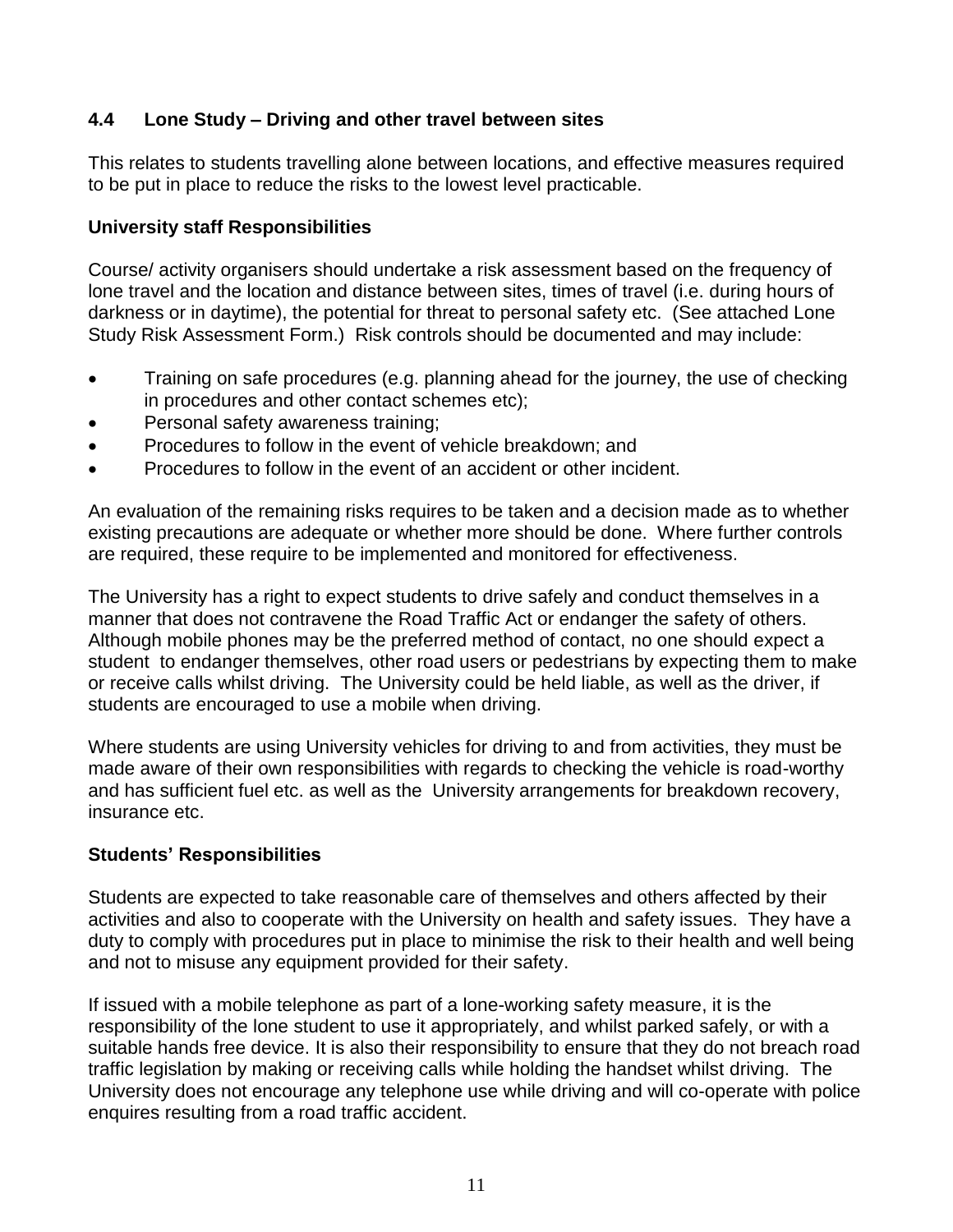### 4.4 Lone Study – Driving and other travel between sites

This relates to students travelling alone between locations, and effective measures required to be put in place to reduce the risks to the lowest level practicable.

**University staff Responsibilities**

Course/ activity organisers should undertake a risk assessment based on the frequency of lone travel and the location and distance between sites, times of travel (i.e. during hours of darkness or in daytime), the potential for threat to personal safety etc. (See attached Lone Study Risk Assessment Form.) Risk controls should be documented and may include:

- Training on safe procedures (e.g. planning ahead for the journey, the use of checking in procedures and other contact schemes etc);
- Personal safety awareness training;
- Procedures to follow in the event of vehicle breakdown; and
- Procedures to follow in the event of an accident or other incident.

An evaluation of the remaining risks requires to be taken and a decision made as to whether existing precautions are adequate or whether more should be done. Where further controls are required, these require to be implemented and monitored for effectiveness.

The University has a right to expect students to drive safely and conduct themselves in a manner that does not contravene the Road Traffic Act or endanger the safety of others. Although mobile phones may be the preferred method of contact, no one should expect a student to endanger themselves, other road users or pedestrians by expecting them to make or receive calls whilst driving. The University could be held liable, as well as the driver, if students are encouraged to use a mobile when driving.

Where students are using University vehicles for driving to and from activities, they must be made aware of their own responsibilities with regards to checking the vehicle is road-worthy and has sufficient fuel etc. as well as the University arrangements for breakdown recovery, insurance etc.

**Students' Responsibilities**

Students are expected to take reasonable care of themselves and others affected by their activities and also to cooperate with the University on health and safety issues. They have a duty to comply with procedures put in place to minimise the risk to their health and well being and not to misuse any equipment provided for their safety.

If issued with a mobile telephone as part of a lone-working safety measure, it is the responsibility of the lone student to use it appropriately, and whilst parked safely, or with a suitable hands free device. It is also their responsibility to ensure that they do not breach road traffic legislation by making or receiving calls while holding the handset whilst driving. The University does not encourage any telephone use while driving and will co-operate with police enquires resulting from a road traffic accident.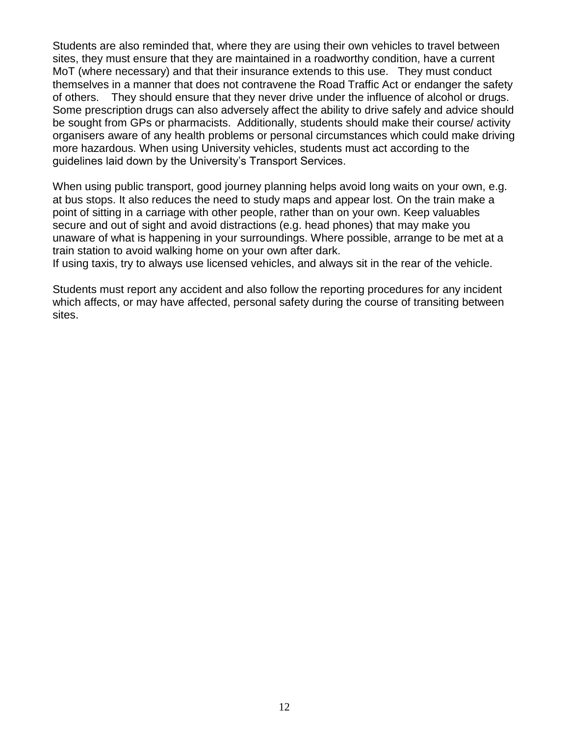Students are also reminded that, where they are using their own vehicles to travel between sites, they must ensure that they are maintained in a roadworthy condition, have a current MoT (where necessary) and that their insurance extends to this use. They must conduct themselves in a manner that does not contravene the Road Traffic Act or endanger the safety of others. They should ensure that they never drive under the influence of alcohol or drugs. Some prescription drugs can also adversely affect the ability to drive safely and advice should be sought from GPs or pharmacists. Additionally, students should make their course/ activity organisers aware of any health problems or personal circumstances which could make driving more hazardous. When using University vehicles, students must act according to the guidelines laid down by the University's Transport Services.

When using public transport, good journey planning helps avoid long waits on your own, e.g. at bus stops. It also reduces the need to study maps and appear lost. On the train make a point of sitting in a carriage with other people, rather than on your own. Keep valuables secure and out of sight and avoid distractions (e.g. head phones) that may make you unaware of what is happening in your surroundings. Where possible, arrange to be met at a train station to avoid walking home on your own after dark.
If using taxis, try to always use licensed vehicles, and always sit in the rear of the vehicle.

Students must report any accident and also follow the reporting procedures for any incident which affects, or may have affected, personal safety during the course of transiting between sites.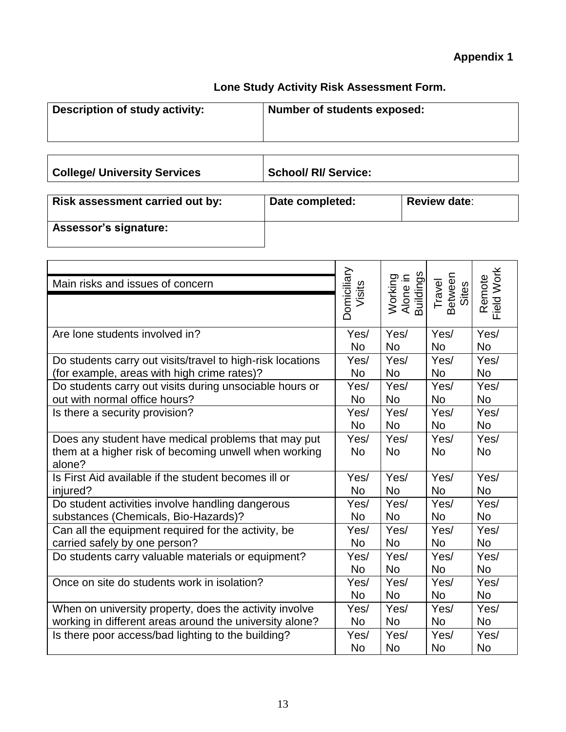**Appendix 1**

## Lone Study Activity Risk Assessment Form.

| Description of study activity: | Number of students exposed: |
|---|---|
| | |

| College/ University Services | School/ RI/ Service: |
|---|---|

| Risk assessment carried out by: | Date completed: | Review date: |
|---|---|---|
| Assessor's signature: | | |

| Main risks and issues of concern | Domiciliary Visits | Working Alone in Buildings | Travel Between Sites | Remote Field Work |
|---|---|---|---|---|
| Are lone students involved in? | Yes/ No | Yes/ No | Yes/ No | Yes/ No |
| Do students carry out visits/travel to high-risk locations (for example, areas with high crime rates)? | Yes/ No | Yes/ No | Yes/ No | Yes/ No |
| Do students carry out visits during unsociable hours or out with normal office hours? | Yes/ No | Yes/ No | Yes/ No | Yes/ No |
| Is there a security provision? | Yes/ No | Yes/ No | Yes/ No | Yes/ No |
| Does any student have medical problems that may put them at a higher risk of becoming unwell when working alone? | Yes/ No | Yes/ No | Yes/ No | Yes/ No |
| Is First Aid available if the student becomes ill or injured? | Yes/ No | Yes/ No | Yes/ No | Yes/ No |
| Do student activities involve handling dangerous substances (Chemicals, Bio-Hazards)? | Yes/ No | Yes/ No | Yes/ No | Yes/ No |
| Can all the equipment required for the activity, be carried safely by one person? | Yes/ No | Yes/ No | Yes/ No | Yes/ No |
| Do students carry valuable materials or equipment? | Yes/ No | Yes/ No | Yes/ No | Yes/ No |
| Once on site do students work in isolation? | Yes/ No | Yes/ No | Yes/ No | Yes/ No |
| When on university property, does the activity involve working in different areas around the university alone? | Yes/ No | Yes/ No | Yes/ No | Yes/ No |
| Is there poor access/bad lighting to the building? | Yes/ No | Yes/ No | Yes/ No | Yes/ No |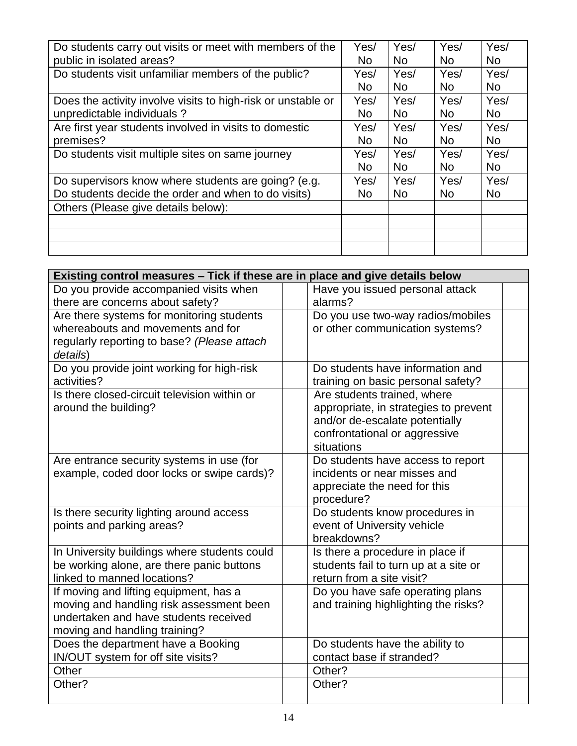| | | | | |
|---|---|---|---|---|
| Do students carry out visits or meet with members of the public in isolated areas? | Yes/ No | Yes/ No | Yes/ No | Yes/ No |
| Do students visit unfamiliar members of the public? | Yes/ No | Yes/ No | Yes/ No | Yes/ No |
| Does the activity involve visits to high-risk or unstable or unpredictable individuals ? | Yes/ No | Yes/ No | Yes/ No | Yes/ No |
| Are first year students involved in visits to domestic premises? | Yes/ No | Yes/ No | Yes/ No | Yes/ No |
| Do students visit multiple sites on same journey | Yes/ No | Yes/ No | Yes/ No | Yes/ No |
| Do supervisors know where students are going? (e.g. Do students decide the order and when to do visits) | Yes/ No | Yes/ No | Yes/ No | Yes/ No |
| Others (Please give details below): | | | | |
| | | | | |
| | | | | |
| | | | | |

| **Existing control measures – Tick if these are in place and give details below** | | | |
|---|---|---|---|
| Do you provide accompanied visits when there are concerns about safety? | | Have you issued personal attack alarms? | |
| Are there systems for monitoring students whereabouts and movements and for regularly reporting to base? *(Please attach details*) | | Do you use two-way radios/mobiles or other communication systems? | |
| Do you provide joint working for high-risk activities? | | Do students have information and training on basic personal safety? | |
| Is there closed-circuit television within or around the building? | | Are students trained, where appropriate, in strategies to prevent and/or de-escalate potentially confrontational or aggressive situations | |
| Are entrance security systems in use (for example, coded door locks or swipe cards)? | | Do students have access to report incidents or near misses and appreciate the need for this procedure? | |
| Is there security lighting around access points and parking areas? | | Do students know procedures in event of University vehicle breakdowns? | |
| In University buildings where students could be working alone, are there panic buttons linked to manned locations? | | Is there a procedure in place if students fail to turn up at a site or return from a site visit? | |
| If moving and lifting equipment, has a moving and handling risk assessment been undertaken and have students received moving and handling training? | | Do you have safe operating plans and training highlighting the risks? | |
| Does the department have a Booking IN/OUT system for off site visits? | | Do students have the ability to contact base if stranded? | |
| Other | | Other? | |
| Other? | | Other? | |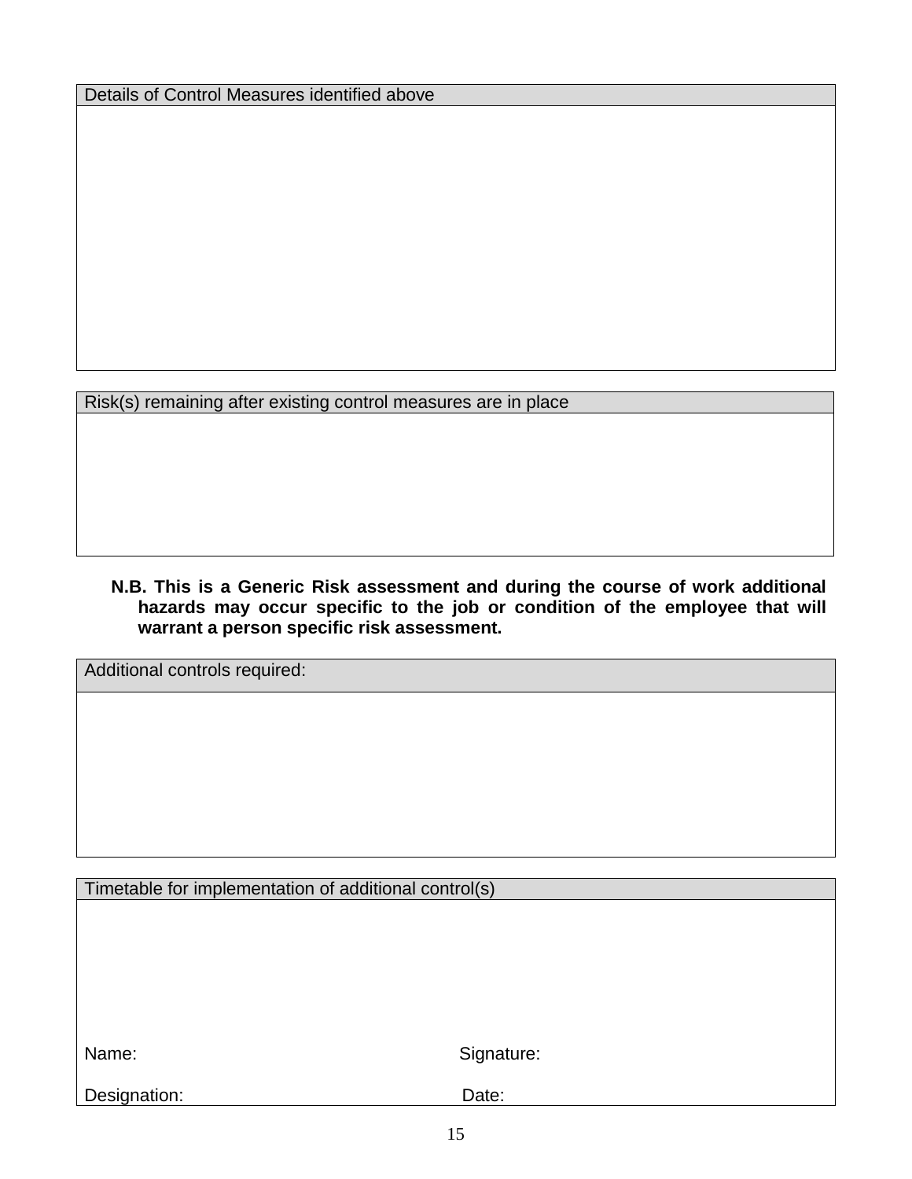| Details of Control Measures identified above |
|---|
| |

| Risk(s) remaining after existing control measures are in place |
|---|
| |

**N.B. This is a Generic Risk assessment and during the course of work additional hazards may occur specific to the job or condition of the employee that will warrant a person specific risk assessment.**

| Additional controls required: |
|---|
| |

| Timetable for implementation of additional control(s) | |
|---|---|
| | |
| Name: | Signature: |
| Designation: | Date: |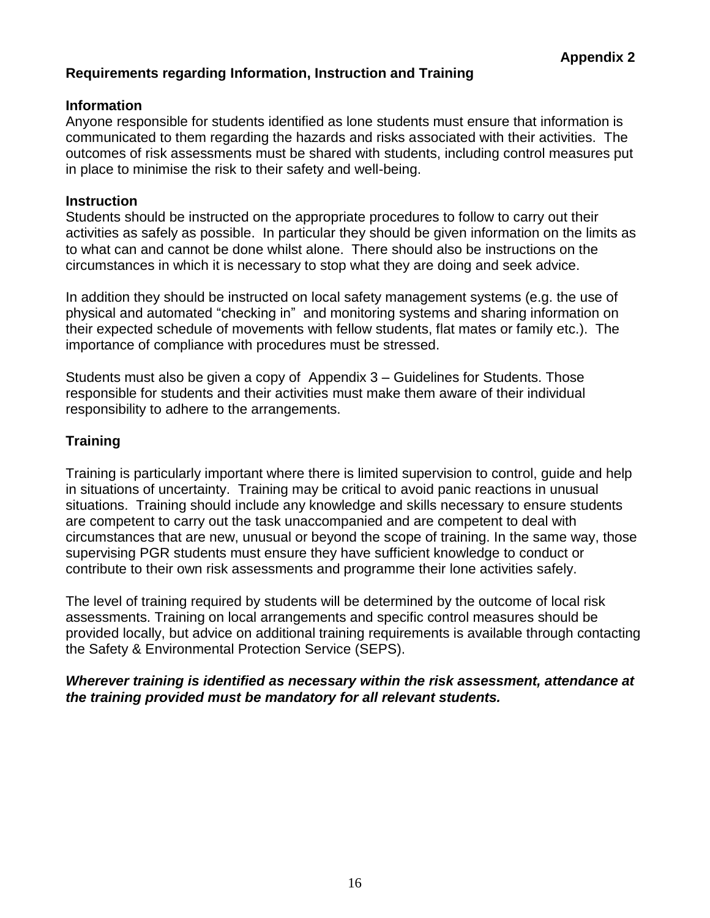**Appendix 2**

## Requirements regarding Information, Instruction and Training

### Information

Anyone responsible for students identified as lone students must ensure that information is communicated to them regarding the hazards and risks associated with their activities. The outcomes of risk assessments must be shared with students, including control measures put in place to minimise the risk to their safety and well-being.

### Instruction

Students should be instructed on the appropriate procedures to follow to carry out their activities as safely as possible. In particular they should be given information on the limits as to what can and cannot be done whilst alone. There should also be instructions on the circumstances in which it is necessary to stop what they are doing and seek advice.

In addition they should be instructed on local safety management systems (e.g. the use of physical and automated "checking in" and monitoring systems and sharing information on their expected schedule of movements with fellow students, flat mates or family etc.). The importance of compliance with procedures must be stressed.

Students must also be given a copy of Appendix 3 – Guidelines for Students. Those responsible for students and their activities must make them aware of their individual responsibility to adhere to the arrangements.

### Training

Training is particularly important where there is limited supervision to control, guide and help in situations of uncertainty. Training may be critical to avoid panic reactions in unusual situations. Training should include any knowledge and skills necessary to ensure students are competent to carry out the task unaccompanied and are competent to deal with circumstances that are new, unusual or beyond the scope of training. In the same way, those supervising PGR students must ensure they have sufficient knowledge to conduct or contribute to their own risk assessments and programme their lone activities safely.

The level of training required by students will be determined by the outcome of local risk assessments. Training on local arrangements and specific control measures should be provided locally, but advice on additional training requirements is available through contacting the Safety & Environmental Protection Service (SEPS).

***Wherever training is identified as necessary within the risk assessment, attendance at the training provided must be mandatory for all relevant students.***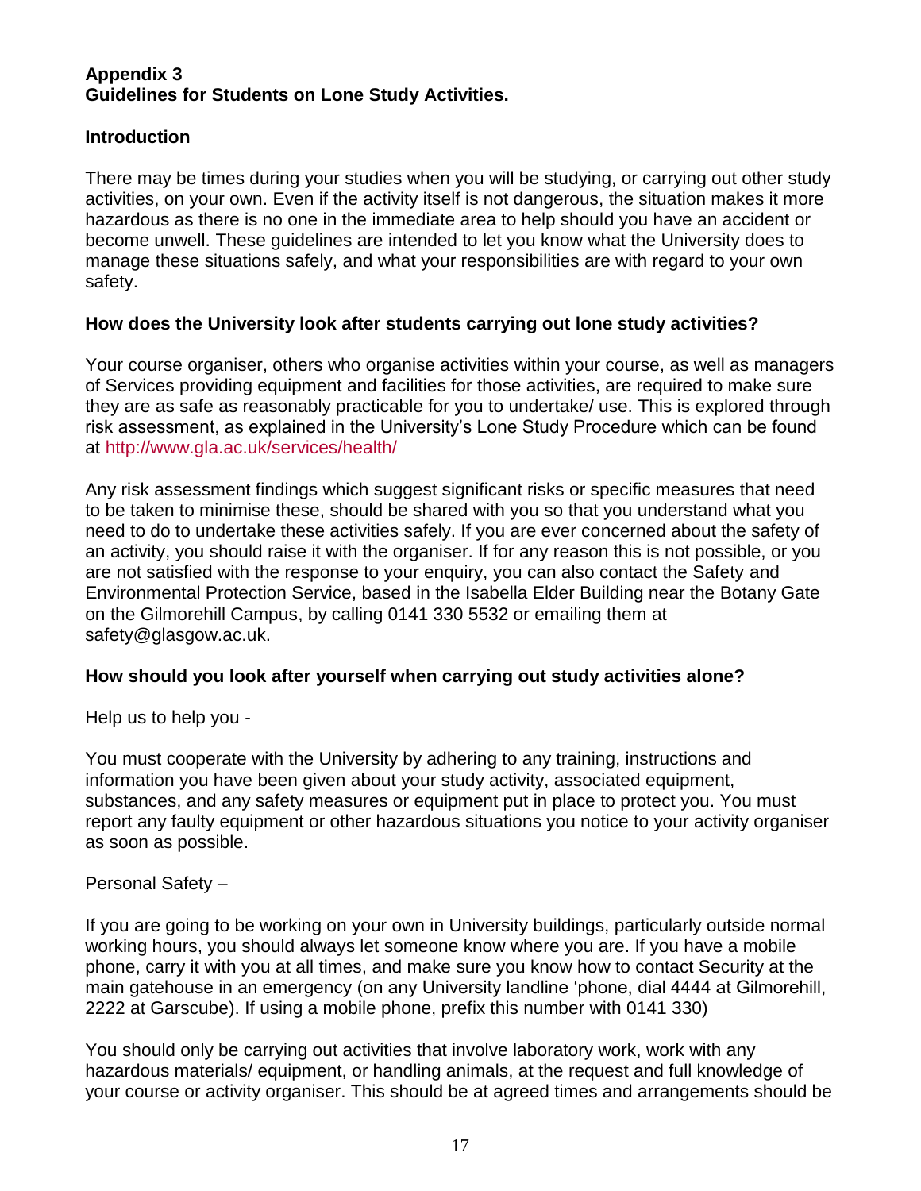**Appendix 3**
**Guidelines for Students on Lone Study Activities.**

**Introduction**

There may be times during your studies when you will be studying, or carrying out other study activities, on your own. Even if the activity itself is not dangerous, the situation makes it more hazardous as there is no one in the immediate area to help should you have an accident or become unwell. These guidelines are intended to let you know what the University does to manage these situations safely, and what your responsibilities are with regard to your own safety.

**How does the University look after students carrying out lone study activities?**

Your course organiser, others who organise activities within your course, as well as managers of Services providing equipment and facilities for those activities, are required to make sure they are as safe as reasonably practicable for you to undertake/ use. This is explored through risk assessment, as explained in the University's Lone Study Procedure which can be found at http://www.gla.ac.uk/services/health/

Any risk assessment findings which suggest significant risks or specific measures that need to be taken to minimise these, should be shared with you so that you understand what you need to do to undertake these activities safely. If you are ever concerned about the safety of an activity, you should raise it with the organiser. If for any reason this is not possible, or you are not satisfied with the response to your enquiry, you can also contact the Safety and Environmental Protection Service, based in the Isabella Elder Building near the Botany Gate on the Gilmorehill Campus, by calling 0141 330 5532 or emailing them at safety@glasgow.ac.uk.

**How should you look after yourself when carrying out study activities alone?**

Help us to help you -

You must cooperate with the University by adhering to any training, instructions and information you have been given about your study activity, associated equipment, substances, and any safety measures or equipment put in place to protect you. You must report any faulty equipment or other hazardous situations you notice to your activity organiser as soon as possible.

Personal Safety –

If you are going to be working on your own in University buildings, particularly outside normal working hours, you should always let someone know where you are. If you have a mobile phone, carry it with you at all times, and make sure you know how to contact Security at the main gatehouse in an emergency (on any University landline 'phone, dial 4444 at Gilmorehill, 2222 at Garscube). If using a mobile phone, prefix this number with 0141 330)

You should only be carrying out activities that involve laboratory work, work with any hazardous materials/ equipment, or handling animals, at the request and full knowledge of your course or activity organiser. This should be at agreed times and arrangements should be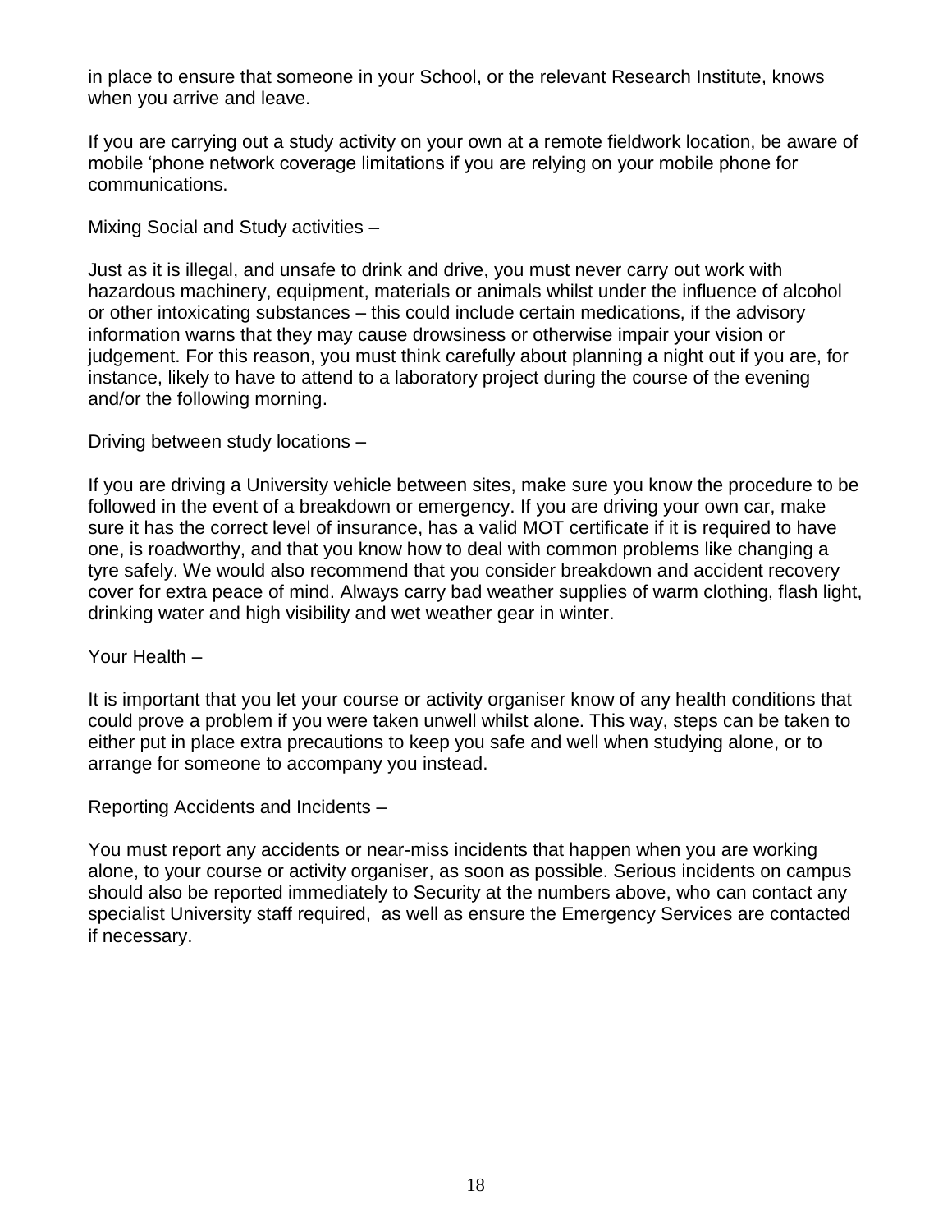in place to ensure that someone in your School, or the relevant Research Institute, knows when you arrive and leave.

If you are carrying out a study activity on your own at a remote fieldwork location, be aware of mobile 'phone network coverage limitations if you are relying on your mobile phone for communications.

Mixing Social and Study activities –

Just as it is illegal, and unsafe to drink and drive, you must never carry out work with hazardous machinery, equipment, materials or animals whilst under the influence of alcohol or other intoxicating substances – this could include certain medications, if the advisory information warns that they may cause drowsiness or otherwise impair your vision or judgement. For this reason, you must think carefully about planning a night out if you are, for instance, likely to have to attend to a laboratory project during the course of the evening and/or the following morning.

Driving between study locations –

If you are driving a University vehicle between sites, make sure you know the procedure to be followed in the event of a breakdown or emergency. If you are driving your own car, make sure it has the correct level of insurance, has a valid MOT certificate if it is required to have one, is roadworthy, and that you know how to deal with common problems like changing a tyre safely. We would also recommend that you consider breakdown and accident recovery cover for extra peace of mind. Always carry bad weather supplies of warm clothing, flash light, drinking water and high visibility and wet weather gear in winter.

Your Health –

It is important that you let your course or activity organiser know of any health conditions that could prove a problem if you were taken unwell whilst alone. This way, steps can be taken to either put in place extra precautions to keep you safe and well when studying alone, or to arrange for someone to accompany you instead.

Reporting Accidents and Incidents –

You must report any accidents or near-miss incidents that happen when you are working alone, to your course or activity organiser, as soon as possible. Serious incidents on campus should also be reported immediately to Security at the numbers above, who can contact any specialist University staff required, as well as ensure the Emergency Services are contacted if necessary.